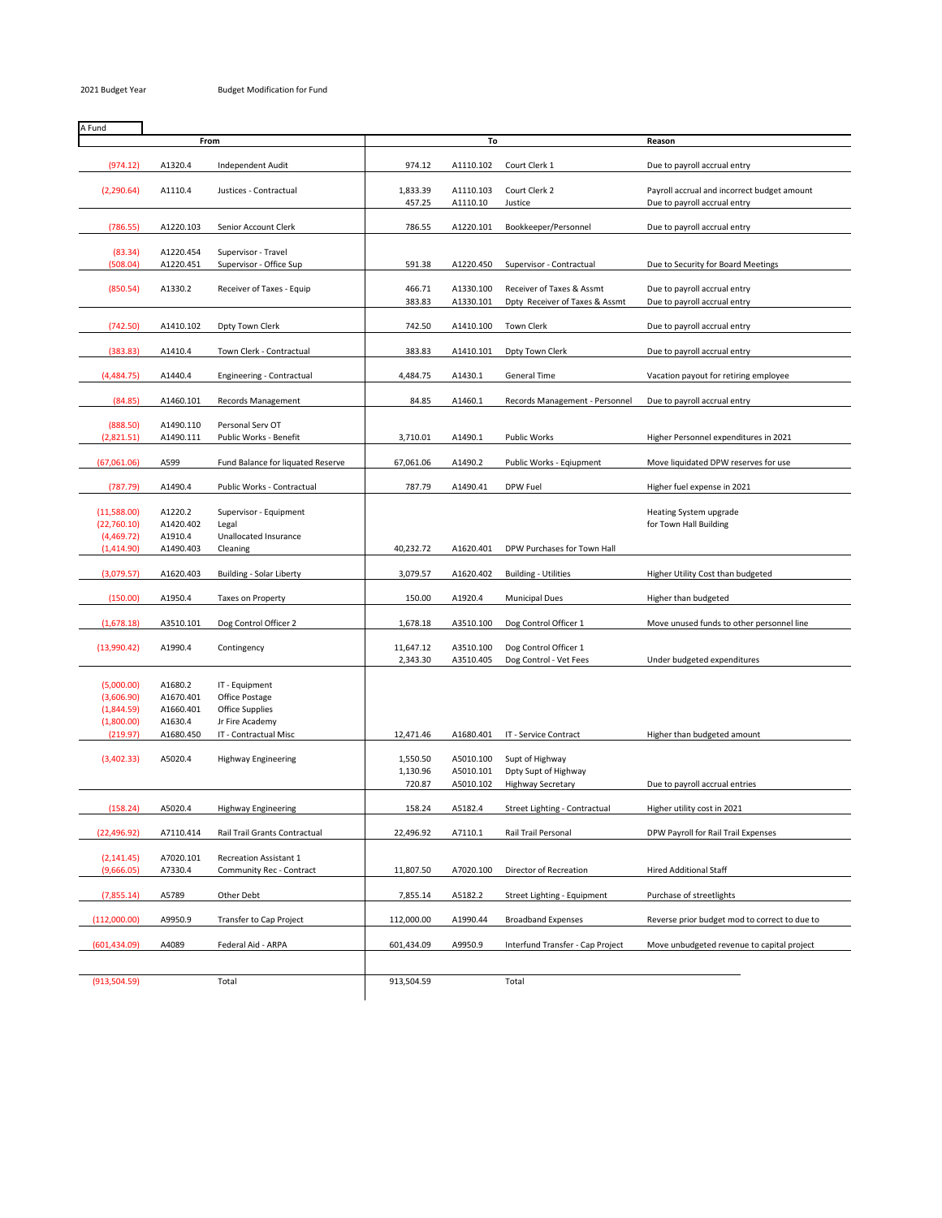2021 Budget Year | Budget Modification for Fund

A Fund

| From | | | To | | | Reason |
|---|---|---|---|---|---|---|
| (974.12) | A1320.4 | Independent Audit | 974.12 | A1110.102 | Court Clerk 1 | Due to payroll accrual entry |
| (2,290.64) | A1110.4 | Justices - Contractual | 1,833.39 | A1110.103 | Court Clerk 2 | Payroll accrual and incorrect budget amount |
| | | | 457.25 | A1110.10 | Justice | Due to payroll accrual entry |
| (786.55) | A1220.103 | Senior Account Clerk | 786.55 | A1220.101 | Bookkeeper/Personnel | Due to payroll accrual entry |
| (83.34) | A1220.454 | Supervisor - Travel | | | | |
| (508.04) | A1220.451 | Supervisor - Office Sup | 591.38 | A1220.450 | Supervisor - Contractual | Due to Security for Board Meetings |
| (850.54) | A1330.2 | Receiver of Taxes - Equip | 466.71 | A1330.100 | Receiver of Taxes & Assmt | Due to payroll accrual entry |
| | | | 383.83 | A1330.101 | Dpty Receiver of Taxes & Assmt | Due to payroll accrual entry |
| (742.50) | A1410.102 | Dpty Town Clerk | 742.50 | A1410.100 | Town Clerk | Due to payroll accrual entry |
| (383.83) | A1410.4 | Town Clerk - Contractual | 383.83 | A1410.101 | Dpty Town Clerk | Due to payroll accrual entry |
| (4,484.75) | A1440.4 | Engineering - Contractual | 4,484.75 | A1430.1 | General Time | Vacation payout for retiring employee |
| (84.85) | A1460.101 | Records Management | 84.85 | A1460.1 | Records Management - Personnel | Due to payroll accrual entry |
| (888.50) | A1490.110 | Personal Serv OT | | | | |
| (2,821.51) | A1490.111 | Public Works - Benefit | 3,710.01 | A1490.1 | Public Works | Higher Personnel expenditures in 2021 |
| (67,061.06) | A599 | Fund Balance for liquated Reserve | 67,061.06 | A1490.2 | Public Works - Eqiupment | Move liquidated DPW reserves for use |
| (787.79) | A1490.4 | Public Works - Contractual | 787.79 | A1490.41 | DPW Fuel | Higher fuel expense in 2021 |
| (11,588.00) | A1220.2 | Supervisor - Equipment | | | | Heating System upgrade |
| (22,760.10) | A1420.402 | Legal | | | | for Town Hall Building |
| (4,469.72) | A1910.4 | Unallocated Insurance | | | | |
| (1,414.90) | A1490.403 | Cleaning | 40,232.72 | A1620.401 | DPW Purchases for Town Hall | |
| (3,079.57) | A1620.403 | Building - Solar Liberty | 3,079.57 | A1620.402 | Building - Utilities | Higher Utility Cost than budgeted |
| (150.00) | A1950.4 | Taxes on Property | 150.00 | A1920.4 | Municipal Dues | Higher than budgeted |
| (1,678.18) | A3510.101 | Dog Control Officer 2 | 1,678.18 | A3510.100 | Dog Control Officer 1 | Move unused funds to other personnel line |
| (13,990.42) | A1990.4 | Contingency | 11,647.12 | A3510.100 | Dog Control Officer 1 | |
| | | | 2,343.30 | A3510.405 | Dog Control - Vet Fees | Under budgeted expenditures |
| (5,000.00) | A1680.2 | IT - Equipment | | | | |
| (3,606.90) | A1670.401 | Office Postage | | | | |
| (1,844.59) | A1660.401 | Office Supplies | | | | |
| (1,800.00) | A1630.4 | Jr Fire Academy | | | | |
| (219.97) | A1680.450 | IT - Contractual Misc | 12,471.46 | A1680.401 | IT - Service Contract | Higher than budgeted amount |
| (3,402.33) | A5020.4 | Highway Engineering | 1,550.50 | A5010.100 | Supt of Highway | |
| | | | 1,130.96 | A5010.101 | Dpty Supt of Highway | |
| | | | 720.87 | A5010.102 | Highway Secretary | Due to payroll accrual entries |
| (158.24) | A5020.4 | Highway Engineering | 158.24 | A5182.4 | Street Lighting - Contractual | Higher utility cost in 2021 |
| (22,496.92) | A7110.414 | Rail Trail Grants Contractual | 22,496.92 | A7110.1 | Rail Trail Personal | DPW Payroll for Rail Trail Expenses |
| (2,141.45) | A7020.101 | Recreation Assistant 1 | | | | |
| (9,666.05) | A7330.4 | Community Rec - Contract | 11,807.50 | A7020.100 | Director of Recreation | Hired Additional Staff |
| (7,855.14) | A5789 | Other Debt | 7,855.14 | A5182.2 | Street Lighting - Equipment | Purchase of streetlights |
| (112,000.00) | A9950.9 | Transfer to Cap Project | 112,000.00 | A1990.44 | Broadband Expenses | Reverse prior budget mod to correct to due to |
| (601,434.09) | A4089 | Federal Aid - ARPA | 601,434.09 | A9950.9 | Interfund Transfer - Cap Project | Move unbudgeted revenue to capital project |
| (913,504.59) | | Total | 913,504.59 | | Total | |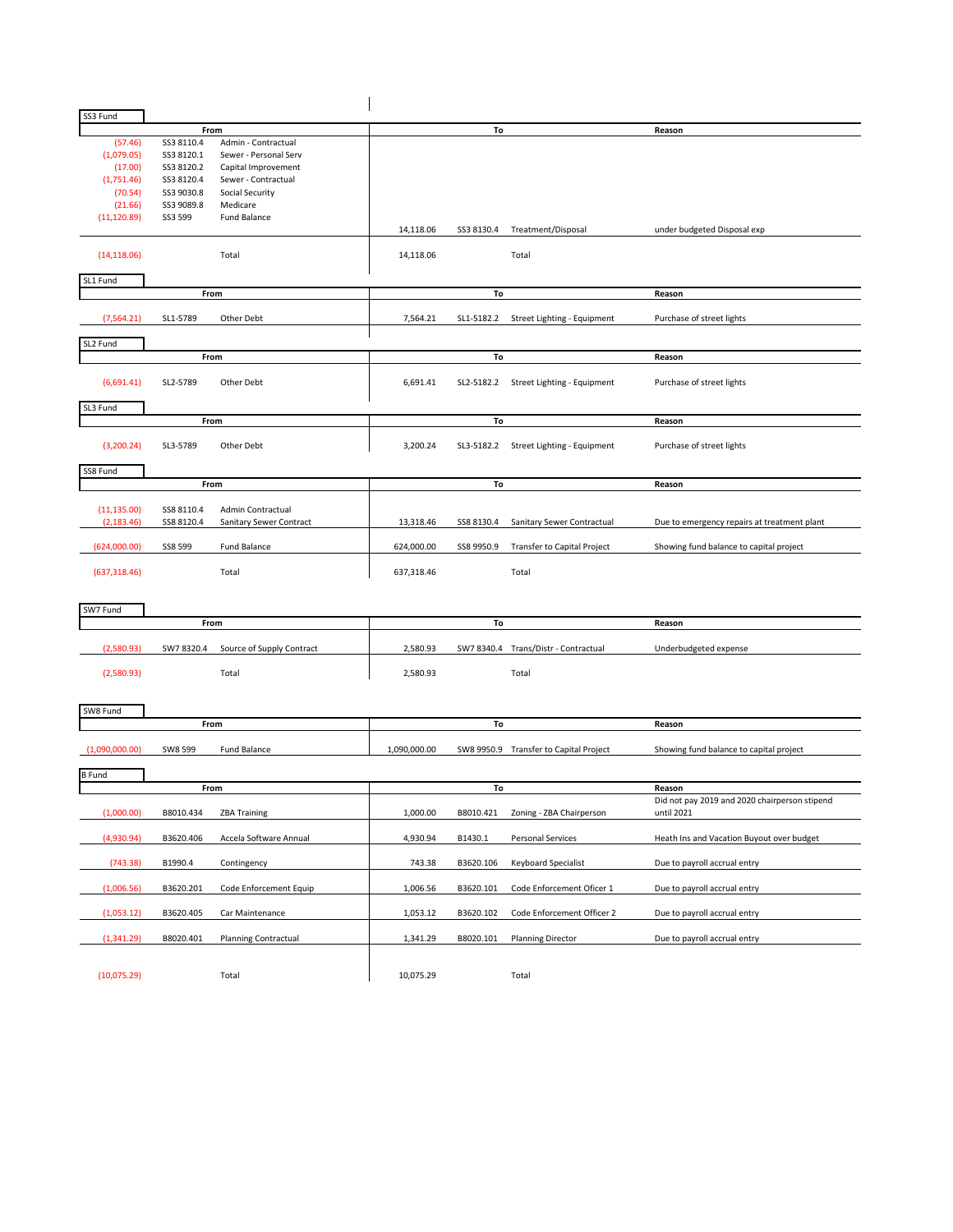**SS3 Fund**

| From | | | To | | | Reason |
|---|---|---|---|---|---|---|
| (57.46) | SS3 8110.4 | Admin - Contractual | | | | |
| (1,079.05) | SS3 8120.1 | Sewer - Personal Serv | | | | |
| (17.00) | SS3 8120.2 | Capital Improvement | | | | |
| (1,751.46) | SS3 8120.4 | Sewer - Contractual | | | | |
| (70.54) | SS3 9030.8 | Social Security | | | | |
| (21.66) | SS3 9089.8 | Medicare | | | | |
| (11,120.89) | SS3 599 | Fund Balance | | | | |
| | | | 14,118.06 | SS3 8130.4 | Treatment/Disposal | under budgeted Disposal exp |
| (14,118.06) | | Total | 14,118.06 | | Total | |

**SL1 Fund**

| From | | | To | | | Reason |
|---|---|---|---|---|---|---|
| (7,564.21) | SL1-5789 | Other Debt | 7,564.21 | SL1-5182.2 | Street Lighting - Equipment | Purchase of street lights |

**SL2 Fund**

| From | | | To | | | Reason |
|---|---|---|---|---|---|---|
| (6,691.41) | SL2-5789 | Other Debt | 6,691.41 | SL2-5182.2 | Street Lighting - Equipment | Purchase of street lights |

**SL3 Fund**

| From | | | To | | | Reason |
|---|---|---|---|---|---|---|
| (3,200.24) | SL3-5789 | Other Debt | 3,200.24 | SL3-5182.2 | Street Lighting - Equipment | Purchase of street lights |

**SS8 Fund**

| From | | | To | | | Reason |
|---|---|---|---|---|---|---|
| (11,135.00) | SS8 8110.4 | Admin Contractual | | | | |
| (2,183.46) | SS8 8120.4 | Sanitary Sewer Contract | 13,318.46 | SS8 8130.4 | Sanitary Sewer Contractual | Due to emergency repairs at treatment plant |
| (624,000.00) | SS8 599 | Fund Balance | 624,000.00 | SS8 9950.9 | Transfer to Capital Project | Showing fund balance to capital project |
| (637,318.46) | | Total | 637,318.46 | | Total | |

**SW7 Fund**

| From | | | To | | | Reason |
|---|---|---|---|---|---|---|
| (2,580.93) | SW7 8320.4 | Source of Supply Contract | 2,580.93 | SW7 8340.4 | Trans/Distr - Contractual | Underbudgeted expense |
| (2,580.93) | | Total | 2,580.93 | | Total | |

**SW8 Fund**

| From | | | To | | | Reason |
|---|---|---|---|---|---|---|
| (1,090,000.00) | SW8 599 | Fund Balance | 1,090,000.00 | SW8 9950.9 | Transfer to Capital Project | Showing fund balance to capital project |

**B Fund**

| From | | | To | | | Reason |
|---|---|---|---|---|---|---|
| (1,000.00) | B8010.434 | ZBA Training | 1,000.00 | B8010.421 | Zoning - ZBA Chairperson | Did not pay 2019 and 2020 chairperson stipend until 2021 |
| (4,930.94) | B3620.406 | Accela Software Annual | 4,930.94 | B1430.1 | Personal Services | Heath Ins and Vacation Buyout over budget |
| (743.38) | B1990.4 | Contingency | 743.38 | B3620.106 | Keyboard Specialist | Due to payroll accrual entry |
| (1,006.56) | B3620.201 | Code Enforcement Equip | 1,006.56 | B3620.101 | Code Enforcement Oficer 1 | Due to payroll accrual entry |
| (1,053.12) | B3620.405 | Car Maintenance | 1,053.12 | B3620.102 | Code Enforcement Officer 2 | Due to payroll accrual entry |
| (1,341.29) | B8020.401 | Planning Contractual | 1,341.29 | B8020.101 | Planning Director | Due to payroll accrual entry |
| (10,075.29) | | Total | 10,075.29 | | Total | |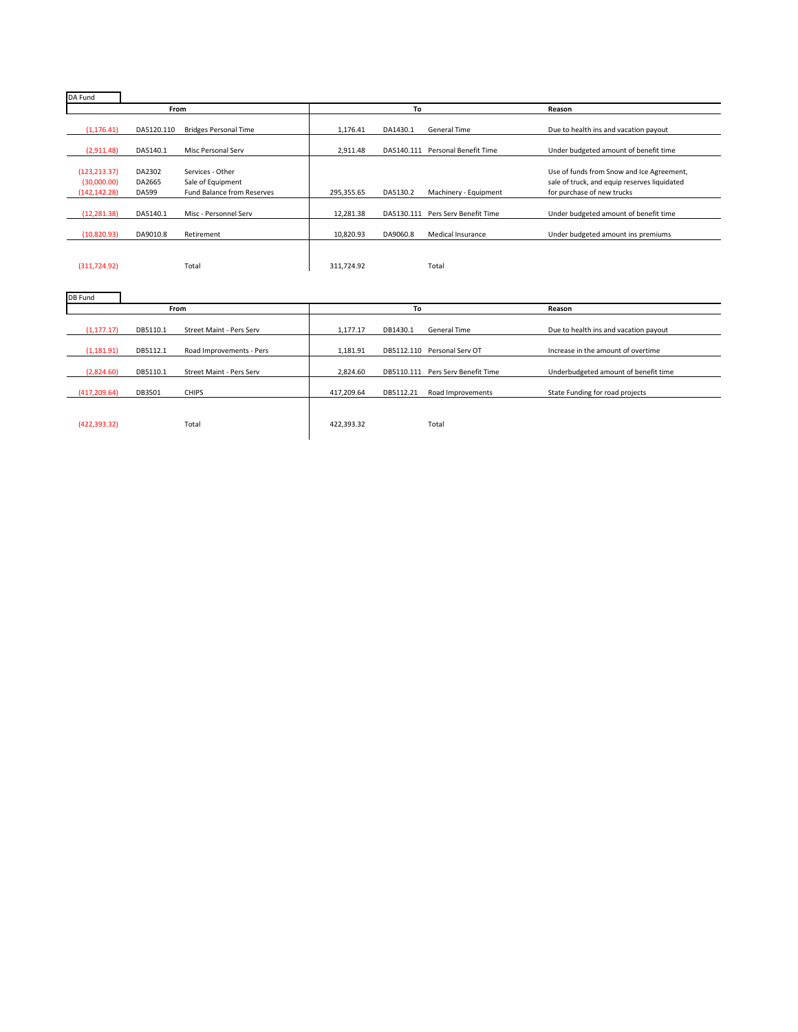DA Fund

| From | | | To | | | Reason |
|---|---|---|---|---|---|---|
| (1,176.41) | DA5120.110 | Bridges Personal Time | 1,176.41 | DA1430.1 | General Time | Due to health ins and vacation payout |
| (2,911.48) | DA5140.1 | Misc Personal Serv | 2,911.48 | DA5140.111 | Personal Benefit Time | Under budgeted amount of benefit time |
| (123,213.37) | DA2302 | Services - Other | | | | Use of funds from Snow and Ice Agreement, |
| (30,000.00) | DA2665 | Sale of Equipment | | | | sale of truck, and equip reserves liquidated |
| (142,142.28) | DA599 | Fund Balance from Reserves | 295,355.65 | DA5130.2 | Machinery - Equipment | for purchase of new trucks |
| (12,281.38) | DA5140.1 | Misc - Personnel Serv | 12,281.38 | DA5130.111 | Pers Serv Benefit Time | Under budgeted amount of benefit time |
| (10,820.93) | DA9010.8 | Retirement | 10,820.93 | DA9060.8 | Medical Insurance | Under budgeted amount ins premiums |
| (311,724.92) | | Total | 311,724.92 | | Total | |

DB Fund

| From | | | To | | | Reason |
|---|---|---|---|---|---|---|
| (1,177.17) | DB5110.1 | Street Maint - Pers Serv | 1,177.17 | DB1430.1 | General Time | Due to health ins and vacation payout |
| (1,181.91) | DB5112.1 | Road Improvements - Pers | 1,181.91 | DB5112.110 | Personal Serv OT | Increase in the amount of overtime |
| (2,824.60) | DB5110.1 | Street Maint - Pers Serv | 2,824.60 | DB5110.111 | Pers Serv Benefit Time | Underbudgeted amount of benefit time |
| (417,209.64) | DB3501 | CHIPS | 417,209.64 | DB5112.21 | Road Improvements | State Funding for road projects |
| (422,393.32) | | Total | 422,393.32 | | Total | |